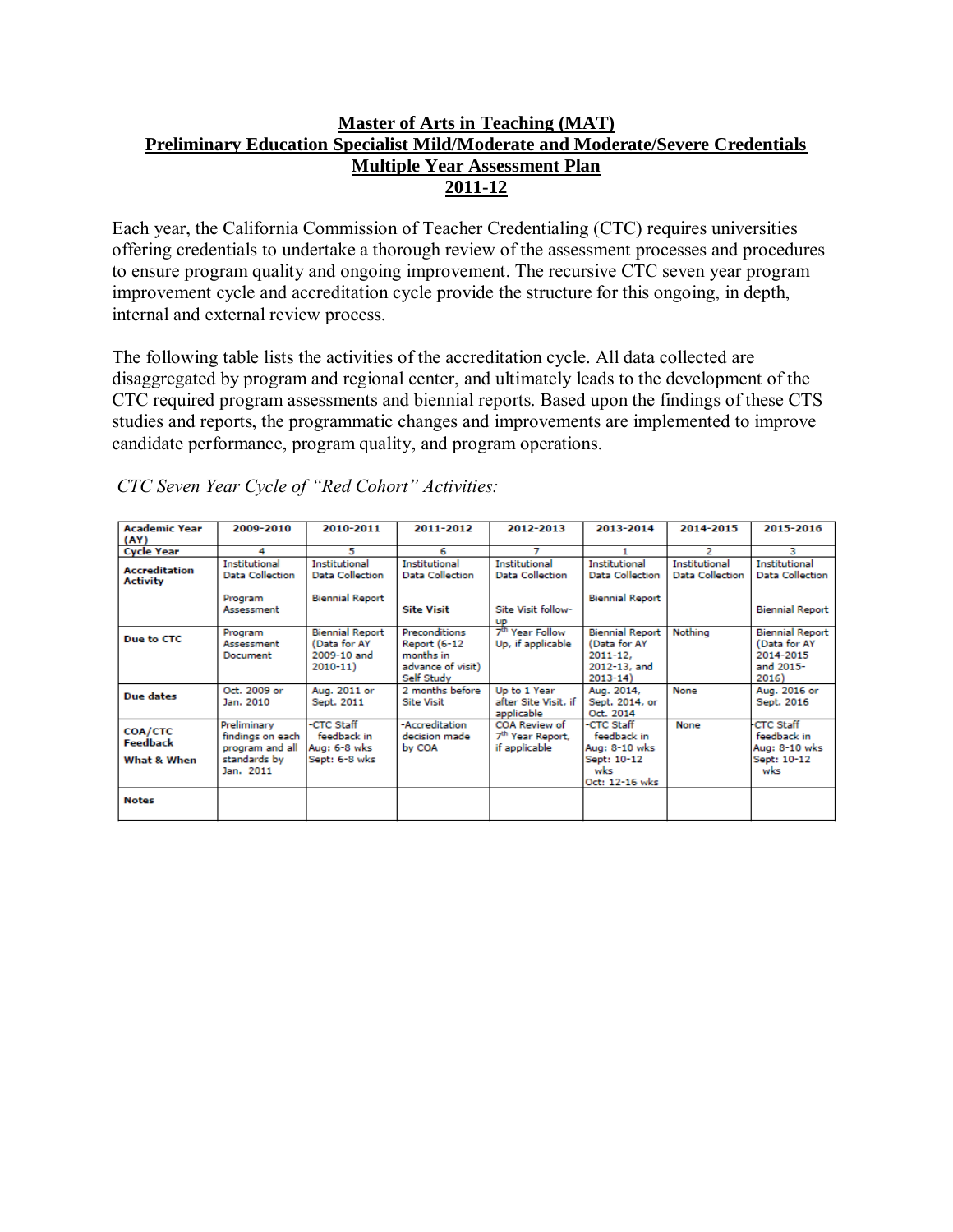# Master of Arts in Teaching (MAT)
## Preliminary Education Specialist Mild/Moderate and Moderate/Severe Credentials
## Multiple Year Assessment Plan
## 2011-12

Each year, the California Commission of Teacher Credentialing (CTC) requires universities offering credentials to undertake a thorough review of the assessment processes and procedures to ensure program quality and ongoing improvement. The recursive CTC seven year program improvement cycle and accreditation cycle provide the structure for this ongoing, in depth, internal and external review process.

The following table lists the activities of the accreditation cycle. All data collected are disaggregated by program and regional center, and ultimately leads to the development of the CTC required program assessments and biennial reports. Based upon the findings of these CTS studies and reports, the programmatic changes and improvements are implemented to improve candidate performance, program quality, and program operations.

*CTC Seven Year Cycle of "Red Cohort" Activities:*

| Academic Year (AY) | 2009-2010 | 2010-2011 | 2011-2012 | 2012-2013 | 2013-2014 | 2014-2015 | 2015-2016 |
|---|---|---|---|---|---|---|---|
| Cycle Year | 4 | 5 | 6 | 7 | 1 | 2 | 3 |
| Accreditation Activity | Institutional Data Collection<br><br>Program Assessment | Institutional Data Collection<br><br>Biennial Report | Institutional Data Collection<br><br>**Site Visit** | Institutional Data Collection<br><br>Site Visit follow-up | Institutional Data Collection<br><br>Biennial Report | Institutional Data Collection | Institutional Data Collection<br><br>Biennial Report |
| Due to CTC | Program Assessment Document | Biennial Report (Data for AY 2009-10 and 2010-11) | Preconditions Report (6-12 months in advance of visit) Self Study | 7th Year Follow Up, if applicable | Biennial Report (Data for AY 2011-12, 2012-13, and 2013-14) | Nothing | Biennial Report (Data for AY 2014-2015 and 2015-2016) |
| Due dates | Oct. 2009 or Jan. 2010 | Aug. 2011 or Sept. 2011 | 2 months before Site Visit | Up to 1 Year after Site Visit, if applicable | Aug. 2014, Sept. 2014, or Oct. 2014 | None | Aug. 2016 or Sept. 2016 |
| COA/CTC Feedback<br>What & When | Preliminary findings on each program and all standards by Jan. 2011 | -CTC Staff feedback in Aug: 6-8 wks Sept: 6-8 wks | -Accreditation decision made by COA | COA Review of 7th Year Report, if applicable | -CTC Staff feedback in Aug: 8-10 wks Sept: 10-12 wks Oct: 12-16 wks | None | -CTC Staff feedback in Aug: 8-10 wks Sept: 10-12 wks |
| Notes | | | | | | | |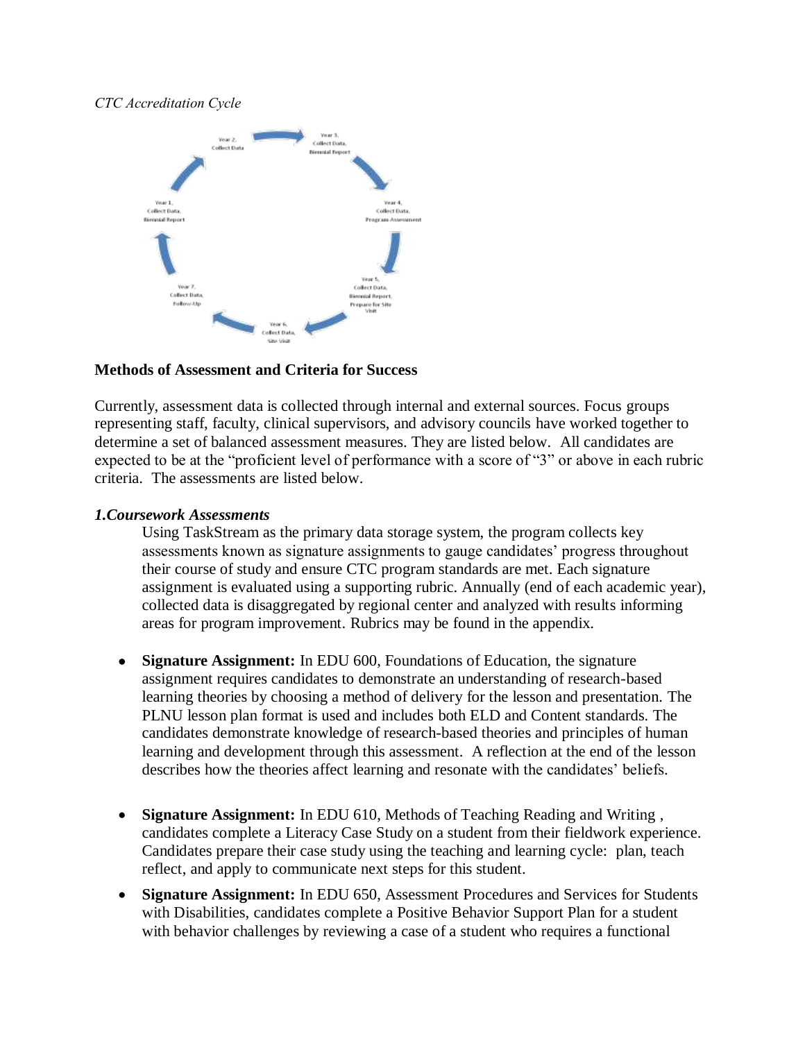*CTC Accreditation Cycle*

Year 2, Collect Data

Year 3, Collect Data, Biennial Report

Year 4, Collect Data, Program Assessment

Year 5, Collect Data, Biennial Report, Prepare for Site Visit

Year 6, Collect Data, Site Visit

Year 7, Collect Data, Follow-Up

Year 1, Collect Data, Biennial Report

**Methods of Assessment and Criteria for Success**

Currently, assessment data is collected through internal and external sources. Focus groups representing staff, faculty, clinical supervisors, and advisory councils have worked together to determine a set of balanced assessment measures. They are listed below. All candidates are expected to be at the "proficient level of performance with a score of "3" or above in each rubric criteria. The assessments are listed below.

***1.Coursework Assessments***

Using TaskStream as the primary data storage system, the program collects key assessments known as signature assignments to gauge candidates' progress throughout their course of study and ensure CTC program standards are met. Each signature assignment is evaluated using a supporting rubric. Annually (end of each academic year), collected data is disaggregated by regional center and analyzed with results informing areas for program improvement. Rubrics may be found in the appendix.

- **Signature Assignment:** In EDU 600, Foundations of Education, the signature assignment requires candidates to demonstrate an understanding of research-based learning theories by choosing a method of delivery for the lesson and presentation. The PLNU lesson plan format is used and includes both ELD and Content standards. The candidates demonstrate knowledge of research-based theories and principles of human learning and development through this assessment. A reflection at the end of the lesson describes how the theories affect learning and resonate with the candidates' beliefs.

- **Signature Assignment:** In EDU 610, Methods of Teaching Reading and Writing , candidates complete a Literacy Case Study on a student from their fieldwork experience. Candidates prepare their case study using the teaching and learning cycle: plan, teach reflect, and apply to communicate next steps for this student.

- **Signature Assignment:** In EDU 650, Assessment Procedures and Services for Students with Disabilities, candidates complete a Positive Behavior Support Plan for a student with behavior challenges by reviewing a case of a student who requires a functional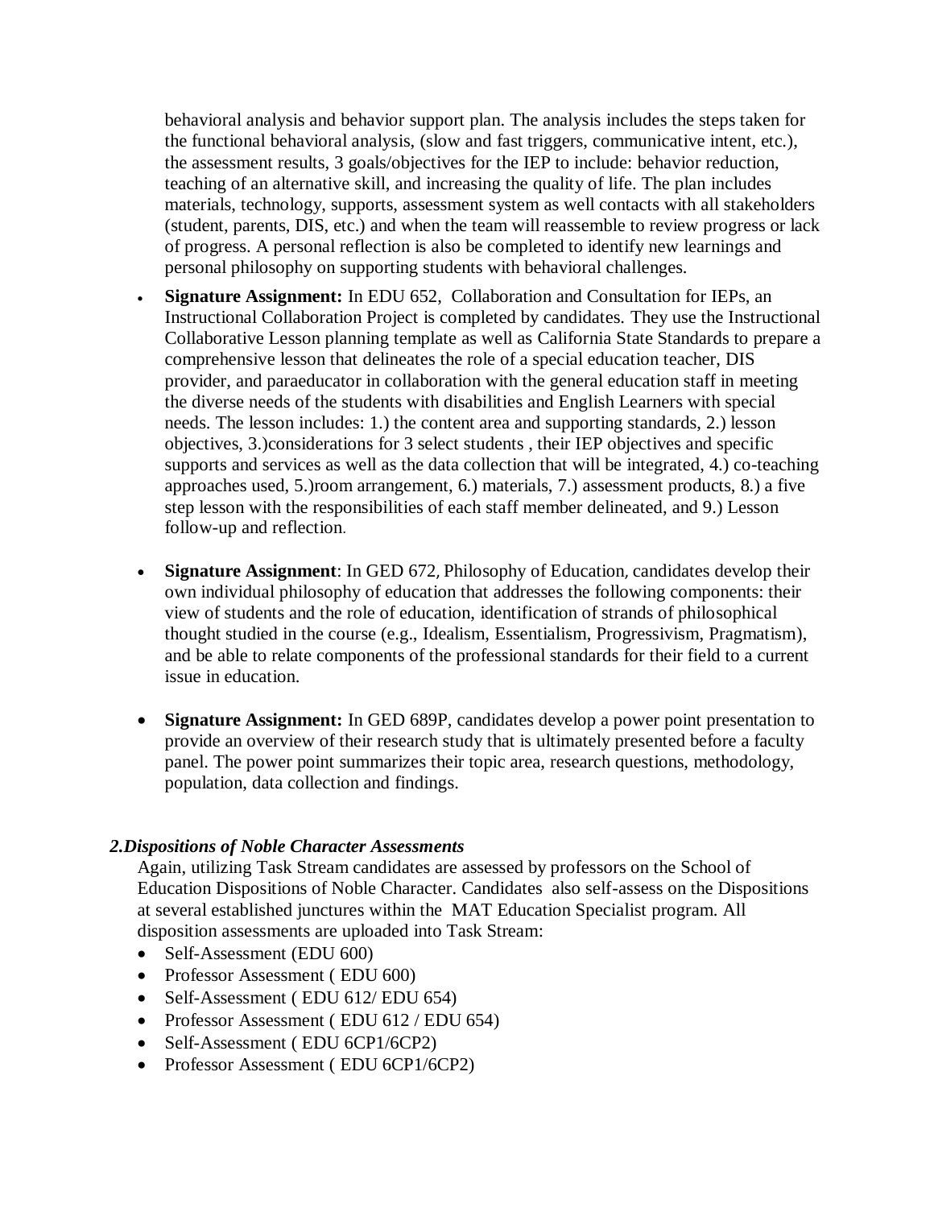behavioral analysis and behavior support plan. The analysis includes the steps taken for the functional behavioral analysis, (slow and fast triggers, communicative intent, etc.), the assessment results, 3 goals/objectives for the IEP to include: behavior reduction, teaching of an alternative skill, and increasing the quality of life. The plan includes materials, technology, supports, assessment system as well contacts with all stakeholders (student, parents, DIS, etc.) and when the team will reassemble to review progress or lack of progress. A personal reflection is also be completed to identify new learnings and personal philosophy on supporting students with behavioral challenges.

- **Signature Assignment:** In EDU 652, Collaboration and Consultation for IEPs, an Instructional Collaboration Project is completed by candidates. They use the Instructional Collaborative Lesson planning template as well as California State Standards to prepare a comprehensive lesson that delineates the role of a special education teacher, DIS provider, and paraeducator in collaboration with the general education staff in meeting the diverse needs of the students with disabilities and English Learners with special needs. The lesson includes: 1.) the content area and supporting standards, 2.) lesson objectives, 3.)considerations for 3 select students , their IEP objectives and specific supports and services as well as the data collection that will be integrated, 4.) co-teaching approaches used, 5.)room arrangement, 6.) materials, 7.) assessment products, 8.) a five step lesson with the responsibilities of each staff member delineated, and 9.) Lesson follow-up and reflection.

- **Signature Assignment**: In GED 672, Philosophy of Education, candidates develop their own individual philosophy of education that addresses the following components: their view of students and the role of education, identification of strands of philosophical thought studied in the course (e.g., Idealism, Essentialism, Progressivism, Pragmatism), and be able to relate components of the professional standards for their field to a current issue in education.

- **Signature Assignment:** In GED 689P, candidates develop a power point presentation to provide an overview of their research study that is ultimately presented before a faculty panel. The power point summarizes their topic area, research questions, methodology, population, data collection and findings.

***2.Dispositions of Noble Character Assessments***

Again, utilizing Task Stream candidates are assessed by professors on the School of Education Dispositions of Noble Character. Candidates also self-assess on the Dispositions at several established junctures within the MAT Education Specialist program. All disposition assessments are uploaded into Task Stream:

- Self-Assessment (EDU 600)
- Professor Assessment ( EDU 600)
- Self-Assessment ( EDU 612/ EDU 654)
- Professor Assessment ( EDU 612 / EDU 654)
- Self-Assessment ( EDU 6CP1/6CP2)
- Professor Assessment ( EDU 6CP1/6CP2)